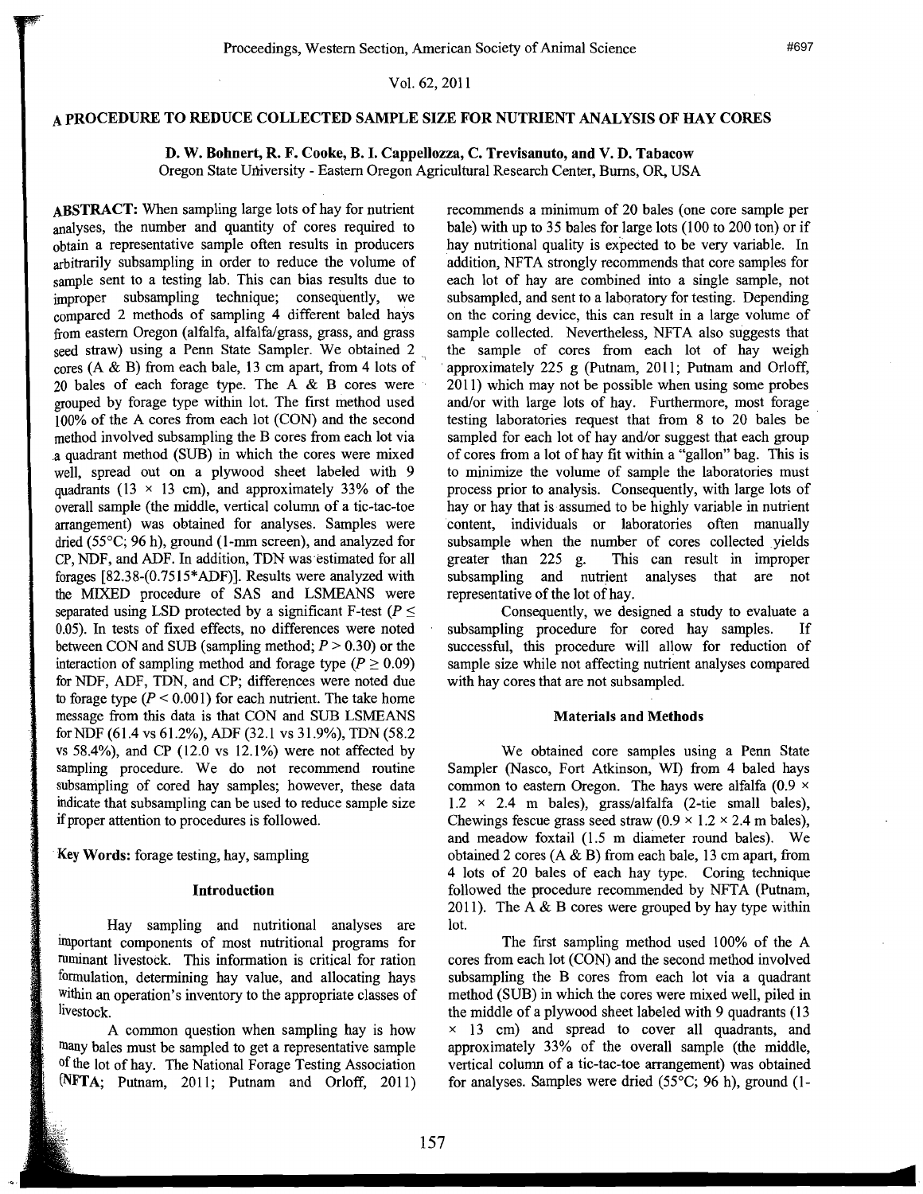# A PROCEDURE TO REDUCE COLLECTED SAMPLE SIZE FOR NUTRIENT ANALYSIS OF HAY CORES

**D. W. Bohnert, R. F. Cooke, B. I. Cappellozza, C. Trevisanuto, and V. D. Tabacow**
Oregon State University - Eastern Oregon Agricultural Research Center, Burns, OR, USA

**ABSTRACT:** When sampling large lots of hay for nutrient analyses, the number and quantity of cores required to obtain a representative sample often results in producers arbitrarily subsampling in order to reduce the volume of sample sent to a testing lab. This can bias results due to improper subsampling technique; consequently, we compared 2 methods of sampling 4 different baled hays from eastern Oregon (alfalfa, alfalfa/grass, grass, and grass seed straw) using a Penn State Sampler. We obtained 2 cores (A & B) from each bale, 13 cm apart, from 4 lots of 20 bales of each forage type. The A & B cores were grouped by forage type within lot. The first method used 100% of the A cores from each lot (CON) and the second method involved subsampling the B cores from each lot via a quadrant method (SUB) in which the cores were mixed well, spread out on a plywood sheet labeled with 9 quadrants (13 × 13 cm), and approximately 33% of the overall sample (the middle, vertical column of a tic-tac-toe arrangement) was obtained for analyses. Samples were dried (55°C; 96 h), ground (1-mm screen), and analyzed for CP, NDF, and ADF. In addition, TDN was estimated for all forages [82.38-(0.7515*ADF)]. Results were analyzed with the MIXED procedure of SAS and LSMEANS were separated using LSD protected by a significant F-test ($P \leq 0.05$). In tests of fixed effects, no differences were noted between CON and SUB (sampling method; $P > 0.30$) or the interaction of sampling method and forage type ($P \geq 0.09$) for NDF, ADF, TDN, and CP; differences were noted due to forage type ($P < 0.001$) for each nutrient. The take home message from this data is that CON and SUB LSMEANS for NDF (61.4 vs 61.2%), ADF (32.1 vs 31.9%), TDN (58.2 vs 58.4%), and CP (12.0 vs 12.1%) were not affected by sampling procedure. We do not recommend routine subsampling of cored hay samples; however, these data indicate that subsampling can be used to reduce sample size if proper attention to procedures is followed.

**Key Words:** forage testing, hay, sampling

## Introduction

Hay sampling and nutritional analyses are important components of most nutritional programs for ruminant livestock. This information is critical for ration formulation, determining hay value, and allocating hays within an operation's inventory to the appropriate classes of livestock.

A common question when sampling hay is how many bales must be sampled to get a representative sample of the lot of hay. The National Forage Testing Association (NFTA; Putnam, 2011; Putnam and Orloff, 2011) recommends a minimum of 20 bales (one core sample per bale) with up to 35 bales for large lots (100 to 200 ton) or if hay nutritional quality is expected to be very variable. In addition, NFTA strongly recommends that core samples for each lot of hay are combined into a single sample, not subsampled, and sent to a laboratory for testing. Depending on the coring device, this can result in a large volume of sample collected. Nevertheless, NFTA also suggests that the sample of cores from each lot of hay weigh approximately 225 g (Putnam, 2011; Putnam and Orloff, 2011) which may not be possible when using some probes and/or with large lots of hay. Furthermore, most forage testing laboratories request that from 8 to 20 bales be sampled for each lot of hay and/or suggest that each group of cores from a lot of hay fit within a "gallon" bag. This is to minimize the volume of sample the laboratories must process prior to analysis. Consequently, with large lots of hay or hay that is assumed to be highly variable in nutrient content, individuals or laboratories often manually subsample when the number of cores collected yields greater than 225 g. This can result in improper subsampling and nutrient analyses that are not representative of the lot of hay.

Consequently, we designed a study to evaluate a subsampling procedure for cored hay samples. If successful, this procedure will allow for reduction of sample size while not affecting nutrient analyses compared with hay cores that are not subsampled.

## Materials and Methods

We obtained core samples using a Penn State Sampler (Nasco, Fort Atkinson, WI) from 4 baled hays common to eastern Oregon. The hays were alfalfa (0.9 × 1.2 × 2.4 m bales), grass/alfalfa (2-tie small bales), Chewings fescue grass seed straw (0.9 × 1.2 × 2.4 m bales), and meadow foxtail (1.5 m diameter round bales). We obtained 2 cores (A & B) from each bale, 13 cm apart, from 4 lots of 20 bales of each hay type. Coring technique followed the procedure recommended by NFTA (Putnam, 2011). The A & B cores were grouped by hay type within lot.

The first sampling method used 100% of the A cores from each lot (CON) and the second method involved subsampling the B cores from each lot via a quadrant method (SUB) in which the cores were mixed well, piled in the middle of a plywood sheet labeled with 9 quadrants (13 × 13 cm) and spread to cover all quadrants, and approximately 33% of the overall sample (the middle, vertical column of a tic-tac-toe arrangement) was obtained for analyses. Samples were dried (55°C; 96 h), ground (1-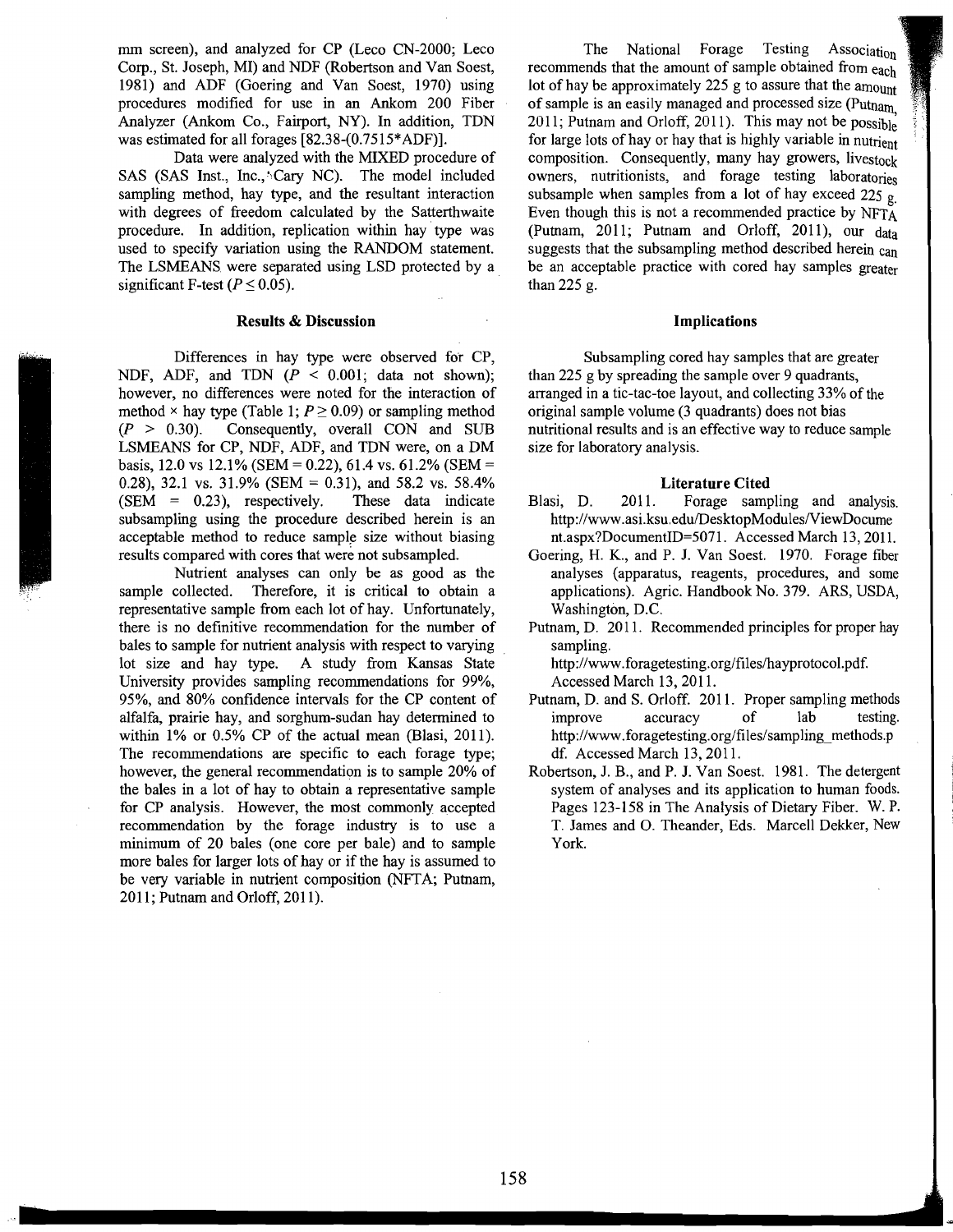mm screen), and analyzed for CP (Leco CN-2000; Leco Corp., St. Joseph, MI) and NDF (Robertson and Van Soest, 1981) and ADF (Goering and Van Soest, 1970) using procedures modified for use in an Ankom 200 Fiber Analyzer (Ankom Co., Fairport, NY). In addition, TDN was estimated for all forages [82.38-(0.7515*ADF)].

Data were analyzed with the MIXED procedure of SAS (SAS Inst., Inc., Cary NC). The model included sampling method, hay type, and the resultant interaction with degrees of freedom calculated by the Satterthwaite procedure. In addition, replication within hay type was used to specify variation using the RANDOM statement. The LSMEANS were separated using LSD protected by a significant F-test ($P \leq 0.05$).

## Results & Discussion

Differences in hay type were observed for CP, NDF, ADF, and TDN ($P < 0.001$; data not shown); however, no differences were noted for the interaction of method × hay type (Table 1; $P \geq 0.09$) or sampling method ($P > 0.30$). Consequently, overall CON and SUB LSMEANS for CP, NDF, ADF, and TDN were, on a DM basis, 12.0 vs 12.1% (SEM = 0.22), 61.4 vs. 61.2% (SEM = 0.28), 32.1 vs. 31.9% (SEM = 0.31), and 58.2 vs. 58.4% (SEM = 0.23), respectively. These data indicate subsampling using the procedure described herein is an acceptable method to reduce sample size without biasing results compared with cores that were not subsampled.

Nutrient analyses can only be as good as the sample collected. Therefore, it is critical to obtain a representative sample from each lot of hay. Unfortunately, there is no definitive recommendation for the number of bales to sample for nutrient analysis with respect to varying lot size and hay type. A study from Kansas State University provides sampling recommendations for 99%, 95%, and 80% confidence intervals for the CP content of alfalfa, prairie hay, and sorghum-sudan hay determined to within 1% or 0.5% CP of the actual mean (Blasi, 2011). The recommendations are specific to each forage type; however, the general recommendation is to sample 20% of the bales in a lot of hay to obtain a representative sample for CP analysis. However, the most commonly accepted recommendation by the forage industry is to use a minimum of 20 bales (one core per bale) and to sample more bales for larger lots of hay or if the hay is assumed to be very variable in nutrient composition (NFTA; Putnam, 2011; Putnam and Orloff, 2011).

The National Forage Testing Association recommends that the amount of sample obtained from each lot of hay be approximately 225 g to assure that the amount of sample is an easily managed and processed size (Putnam, 2011; Putnam and Orloff, 2011). This may not be possible for large lots of hay or hay that is highly variable in nutrient composition. Consequently, many hay growers, livestock owners, nutritionists, and forage testing laboratories subsample when samples from a lot of hay exceed 225 g. Even though this is not a recommended practice by NFTA (Putnam, 2011; Putnam and Orloff, 2011), our data suggests that the subsampling method described herein can be an acceptable practice with cored hay samples greater than 225 g.

## Implications

Subsampling cored hay samples that are greater than 225 g by spreading the sample over 9 quadrants, arranged in a tic-tac-toe layout, and collecting 33% of the original sample volume (3 quadrants) does not bias nutritional results and is an effective way to reduce sample size for laboratory analysis.

## Literature Cited

Blasi, D. 2011. Forage sampling and analysis. http://www.asi.ksu.edu/DesktopModules/ViewDocument.aspx?DocumentID=5071. Accessed March 13, 2011.

Goering, H. K., and P. J. Van Soest. 1970. Forage fiber analyses (apparatus, reagents, procedures, and some applications). Agric. Handbook No. 379. ARS, USDA, Washington, D.C.

Putnam, D. 2011. Recommended principles for proper hay sampling. http://www.foragetesting.org/files/hayprotocol.pdf. Accessed March 13, 2011.

Putnam, D. and S. Orloff. 2011. Proper sampling methods improve accuracy of lab testing. http://www.foragetesting.org/files/sampling_methods.pdf. Accessed March 13, 2011.

Robertson, J. B., and P. J. Van Soest. 1981. The detergent system of analyses and its application to human foods. Pages 123-158 in The Analysis of Dietary Fiber. W. P. T. James and O. Theander, Eds. Marcell Dekker, New York.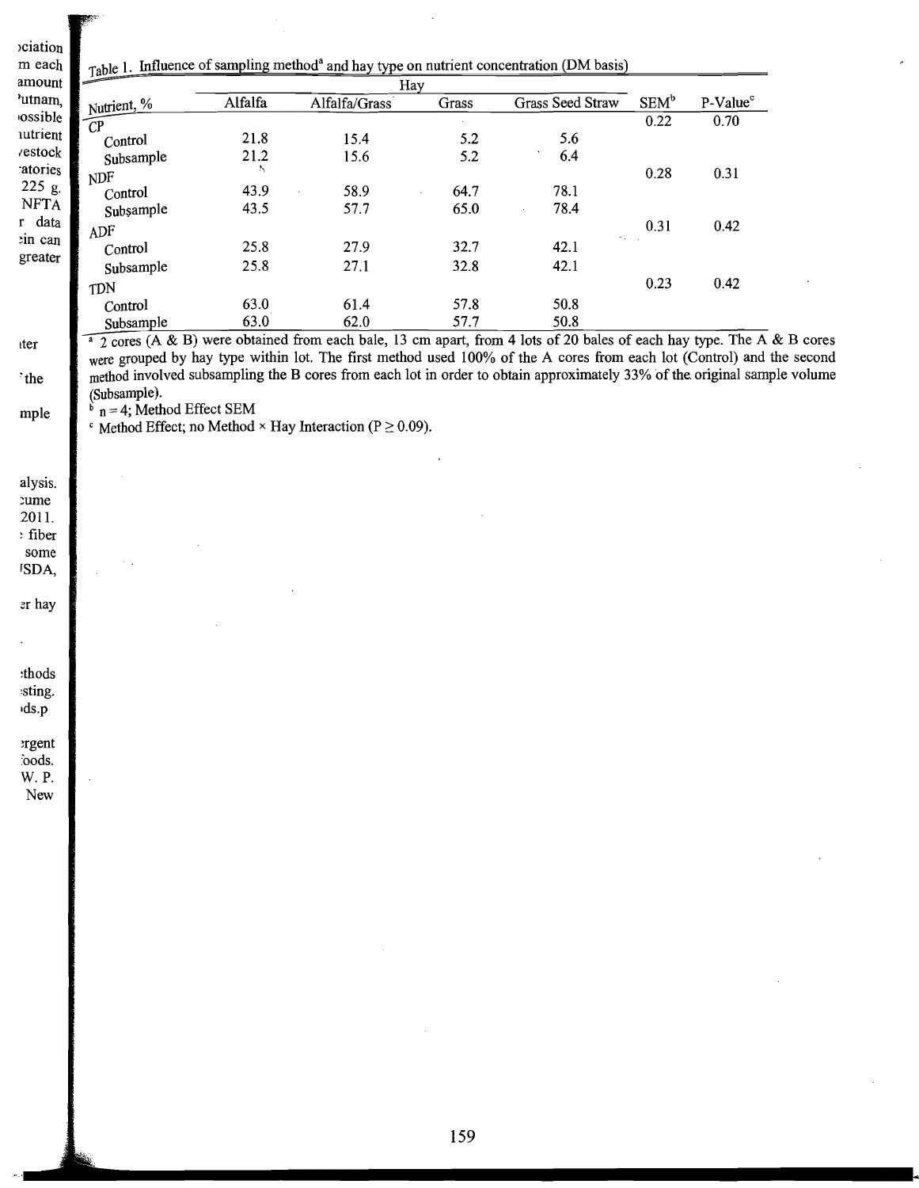Table 1. Influence of sampling method[a] and hay type on nutrient concentration (DM basis)

| Nutrient, % | Alfalfa | Alfalfa/Grass | Grass | Grass Seed Straw | SEM[b] | P-Value[c] |
|---|---|---|---|---|---|---|
| CP | | | | | 0.22 | 0.70 |
| Control | 21.8 | 15.4 | 5.2 | 5.6 | | |
| Subsample | 21.2 | 15.6 | 5.2 | 6.4 | | |
| NDF | | | | | 0.28 | 0.31 |
| Control | 43.9 | 58.9 | 64.7 | 78.1 | | |
| Subsample | 43.5 | 57.7 | 65.0 | 78.4 | | |
| ADF | | | | | 0.31 | 0.42 |
| Control | 25.8 | 27.9 | 32.7 | 42.1 | | |
| Subsample | 25.8 | 27.1 | 32.8 | 42.1 | | |
| TDN | | | | | 0.23 | 0.42 |
| Control | 63.0 | 61.4 | 57.8 | 50.8 | | |
| Subsample | 63.0 | 62.0 | 57.7 | 50.8 | | |

[a] 2 cores (A & B) were obtained from each bale, 13 cm apart, from 4 lots of 20 bales of each hay type. The A & B cores were grouped by hay type within lot. The first method used 100% of the A cores from each lot (Control) and the second method involved subsampling the B cores from each lot in order to obtain approximately 33% of the original sample volume (Subsample).

[b] n = 4; Method Effect SEM

[c] Method Effect; no Method × Hay Interaction ($P \geq 0.09$).